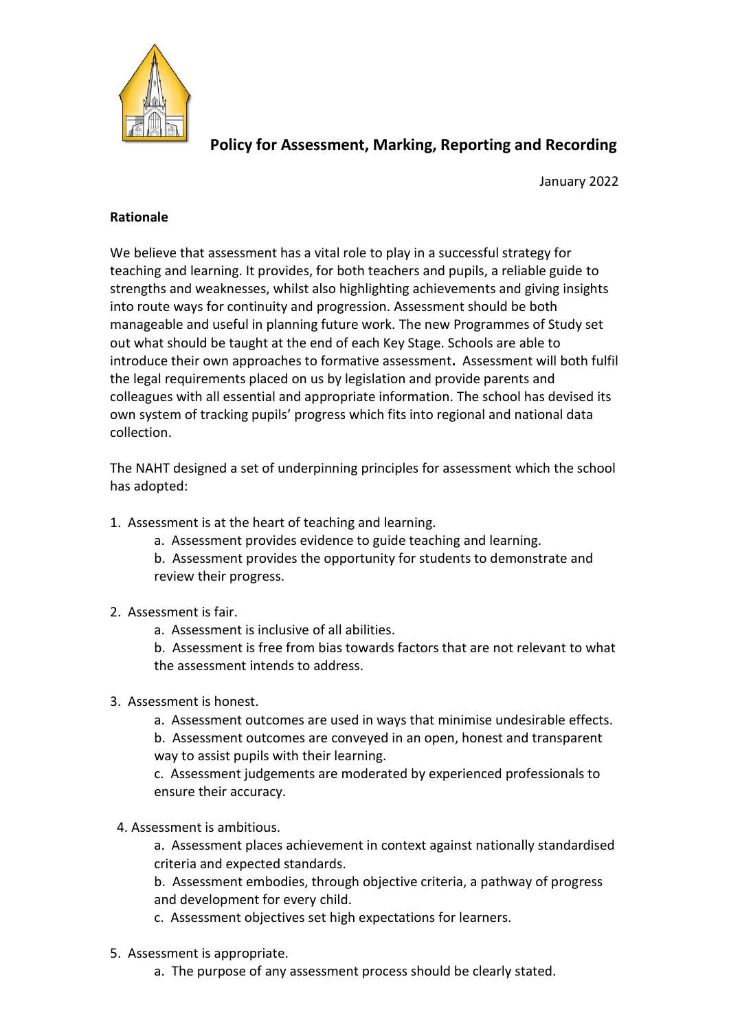# Policy for Assessment, Marking, Reporting and Recording

January 2022

**Rationale**

We believe that assessment has a vital role to play in a successful strategy for teaching and learning. It provides, for both teachers and pupils, a reliable guide to strengths and weaknesses, whilst also highlighting achievements and giving insights into route ways for continuity and progression. Assessment should be both manageable and useful in planning future work. The new Programmes of Study set out what should be taught at the end of each Key Stage. Schools are able to introduce their own approaches to formative assessment**.** Assessment will both fulfil the legal requirements placed on us by legislation and provide parents and colleagues with all essential and appropriate information. The school has devised its own system of tracking pupils' progress which fits into regional and national data collection.

The NAHT designed a set of underpinning principles for assessment which the school has adopted:

1. Assessment is at the heart of teaching and learning.
   a. Assessment provides evidence to guide teaching and learning.
   b. Assessment provides the opportunity for students to demonstrate and review their progress.

2. Assessment is fair.
   a. Assessment is inclusive of all abilities.
   b. Assessment is free from bias towards factors that are not relevant to what the assessment intends to address.

3. Assessment is honest.
   a. Assessment outcomes are used in ways that minimise undesirable effects.
   b. Assessment outcomes are conveyed in an open, honest and transparent way to assist pupils with their learning.
   c. Assessment judgements are moderated by experienced professionals to ensure their accuracy.

4. Assessment is ambitious.
   a. Assessment places achievement in context against nationally standardised criteria and expected standards.
   b. Assessment embodies, through objective criteria, a pathway of progress and development for every child.
   c. Assessment objectives set high expectations for learners.

5. Assessment is appropriate.
   a. The purpose of any assessment process should be clearly stated.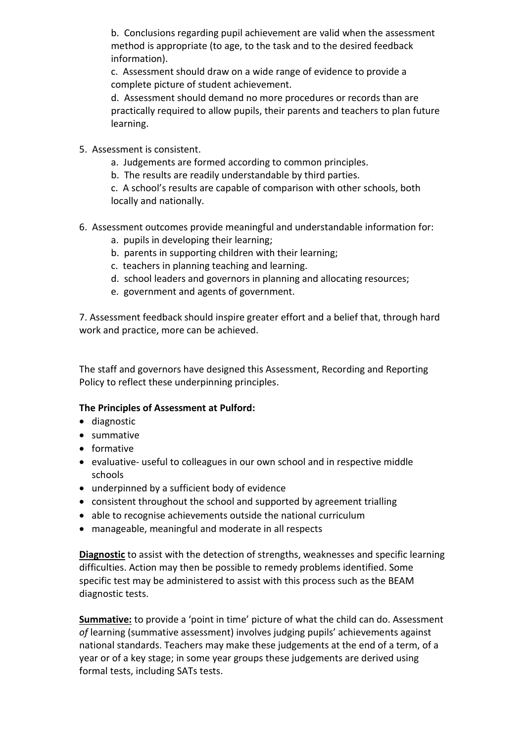b. Conclusions regarding pupil achievement are valid when the assessment method is appropriate (to age, to the task and to the desired feedback information).

c. Assessment should draw on a wide range of evidence to provide a complete picture of student achievement.

d. Assessment should demand no more procedures or records than are practically required to allow pupils, their parents and teachers to plan future learning.

5. Assessment is consistent.
   a. Judgements are formed according to common principles.
   b. The results are readily understandable by third parties.
   c. A school's results are capable of comparison with other schools, both locally and nationally.

6. Assessment outcomes provide meaningful and understandable information for:
   a. pupils in developing their learning;
   b. parents in supporting children with their learning;
   c. teachers in planning teaching and learning.
   d. school leaders and governors in planning and allocating resources;
   e. government and agents of government.

7. Assessment feedback should inspire greater effort and a belief that, through hard work and practice, more can be achieved.

The staff and governors have designed this Assessment, Recording and Reporting Policy to reflect these underpinning principles.

**The Principles of Assessment at Pulford:**

- diagnostic
- summative
- formative
- evaluative- useful to colleagues in our own school and in respective middle schools
- underpinned by a sufficient body of evidence
- consistent throughout the school and supported by agreement trialling
- able to recognise achievements outside the national curriculum
- manageable, meaningful and moderate in all respects

**Diagnostic** to assist with the detection of strengths, weaknesses and specific learning difficulties. Action may then be possible to remedy problems identified. Some specific test may be administered to assist with this process such as the BEAM diagnostic tests.

**Summative:** to provide a 'point in time' picture of what the child can do. Assessment *of* learning (summative assessment) involves judging pupils' achievements against national standards. Teachers may make these judgements at the end of a term, of a year or of a key stage; in some year groups these judgements are derived using formal tests, including SATs tests.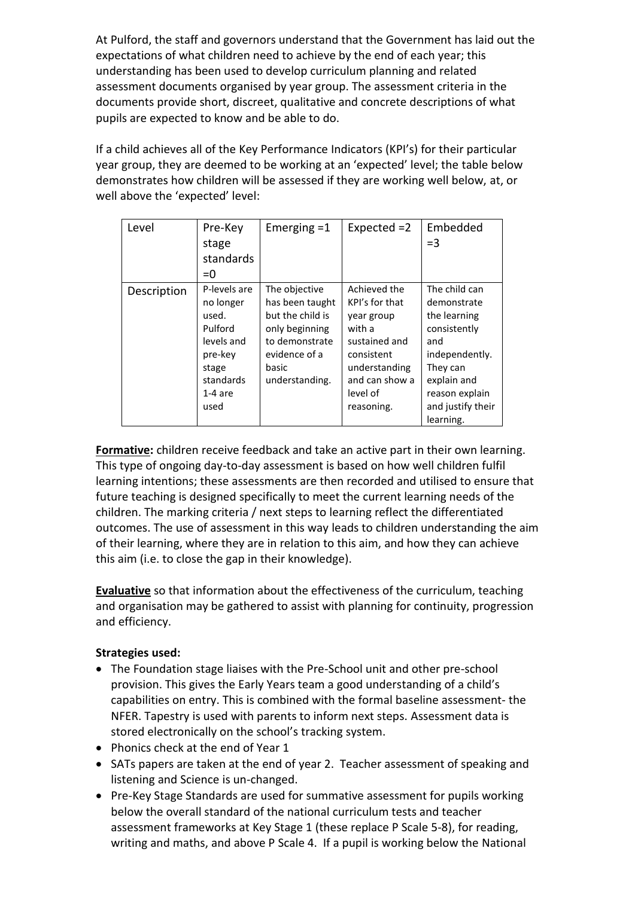At Pulford, the staff and governors understand that the Government has laid out the expectations of what children need to achieve by the end of each year; this understanding has been used to develop curriculum planning and related assessment documents organised by year group. The assessment criteria in the documents provide short, discreet, qualitative and concrete descriptions of what pupils are expected to know and be able to do.

If a child achieves all of the Key Performance Indicators (KPI's) for their particular year group, they are deemed to be working at an 'expected' level; the table below demonstrates how children will be assessed if they are working well below, at, or well above the 'expected' level:

| Level | Pre-Key stage standards =0 | Emerging =1 | Expected =2 | Embedded =3 |
|---|---|---|---|---|
| Description | P-levels are no longer used. Pulford levels and pre-key stage standards 1-4 are used | The objective has been taught but the child is only beginning to demonstrate evidence of a basic understanding. | Achieved the KPI's for that year group with a sustained and consistent understanding and can show a level of reasoning. | The child can demonstrate the learning consistently and independently. They can explain and reason explain and justify their learning. |

**Formative:** children receive feedback and take an active part in their own learning. This type of ongoing day-to-day assessment is based on how well children fulfil learning intentions; these assessments are then recorded and utilised to ensure that future teaching is designed specifically to meet the current learning needs of the children. The marking criteria / next steps to learning reflect the differentiated outcomes. The use of assessment in this way leads to children understanding the aim of their learning, where they are in relation to this aim, and how they can achieve this aim (i.e. to close the gap in their knowledge).

**Evaluative** so that information about the effectiveness of the curriculum, teaching and organisation may be gathered to assist with planning for continuity, progression and efficiency.

**Strategies used:**

- The Foundation stage liaises with the Pre-School unit and other pre-school provision. This gives the Early Years team a good understanding of a child's capabilities on entry. This is combined with the formal baseline assessment- the NFER. Tapestry is used with parents to inform next steps. Assessment data is stored electronically on the school's tracking system.
- Phonics check at the end of Year 1
- SATs papers are taken at the end of year 2. Teacher assessment of speaking and listening and Science is un-changed.
- Pre-Key Stage Standards are used for summative assessment for pupils working below the overall standard of the national curriculum tests and teacher assessment frameworks at Key Stage 1 (these replace P Scale 5-8), for reading, writing and maths, and above P Scale 4. If a pupil is working below the National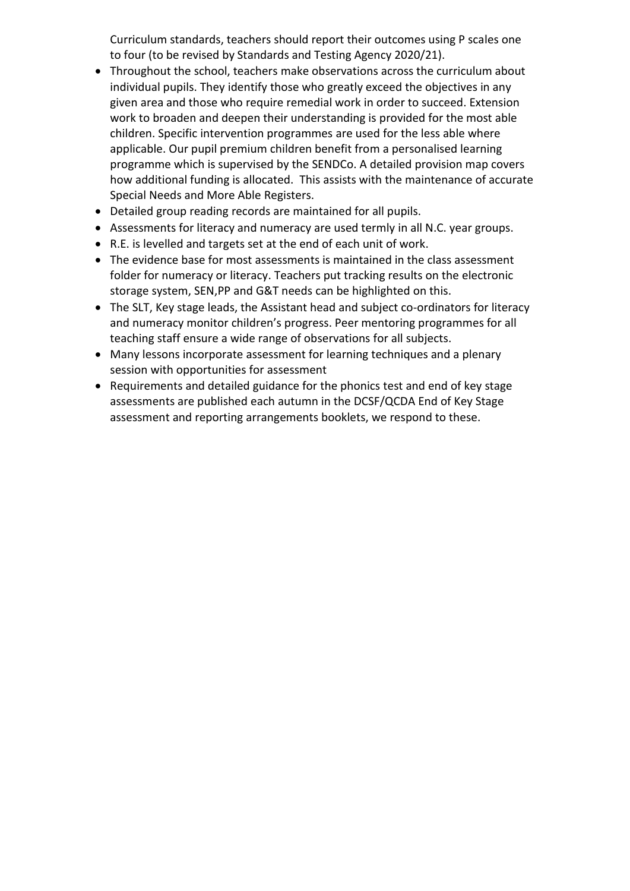Curriculum standards, teachers should report their outcomes using P scales one to four (to be revised by Standards and Testing Agency 2020/21).

- Throughout the school, teachers make observations across the curriculum about individual pupils. They identify those who greatly exceed the objectives in any given area and those who require remedial work in order to succeed. Extension work to broaden and deepen their understanding is provided for the most able children. Specific intervention programmes are used for the less able where applicable. Our pupil premium children benefit from a personalised learning programme which is supervised by the SENDCo. A detailed provision map covers how additional funding is allocated. This assists with the maintenance of accurate Special Needs and More Able Registers.
- Detailed group reading records are maintained for all pupils.
- Assessments for literacy and numeracy are used termly in all N.C. year groups.
- R.E. is levelled and targets set at the end of each unit of work.
- The evidence base for most assessments is maintained in the class assessment folder for numeracy or literacy. Teachers put tracking results on the electronic storage system, SEN,PP and G&T needs can be highlighted on this.
- The SLT, Key stage leads, the Assistant head and subject co-ordinators for literacy and numeracy monitor children's progress. Peer mentoring programmes for all teaching staff ensure a wide range of observations for all subjects.
- Many lessons incorporate assessment for learning techniques and a plenary session with opportunities for assessment
- Requirements and detailed guidance for the phonics test and end of key stage assessments are published each autumn in the DCSF/QCDA End of Key Stage assessment and reporting arrangements booklets, we respond to these.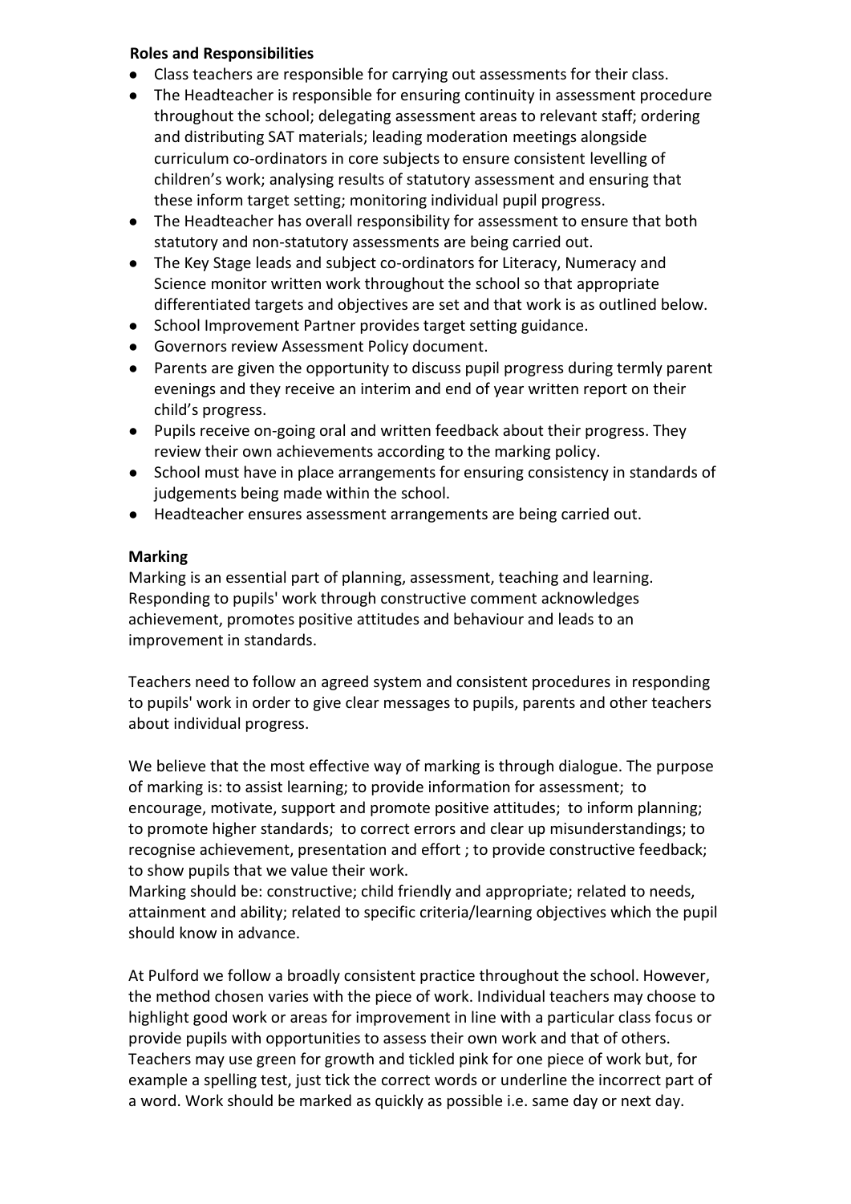**Roles and Responsibilities**

- Class teachers are responsible for carrying out assessments for their class.
- The Headteacher is responsible for ensuring continuity in assessment procedure throughout the school; delegating assessment areas to relevant staff; ordering and distributing SAT materials; leading moderation meetings alongside curriculum co-ordinators in core subjects to ensure consistent levelling of children's work; analysing results of statutory assessment and ensuring that these inform target setting; monitoring individual pupil progress.
- The Headteacher has overall responsibility for assessment to ensure that both statutory and non-statutory assessments are being carried out.
- The Key Stage leads and subject co-ordinators for Literacy, Numeracy and Science monitor written work throughout the school so that appropriate differentiated targets and objectives are set and that work is as outlined below.
- School Improvement Partner provides target setting guidance.
- Governors review Assessment Policy document.
- Parents are given the opportunity to discuss pupil progress during termly parent evenings and they receive an interim and end of year written report on their child's progress.
- Pupils receive on-going oral and written feedback about their progress. They review their own achievements according to the marking policy.
- School must have in place arrangements for ensuring consistency in standards of judgements being made within the school.
- Headteacher ensures assessment arrangements are being carried out.

**Marking**

Marking is an essential part of planning, assessment, teaching and learning. Responding to pupils' work through constructive comment acknowledges achievement, promotes positive attitudes and behaviour and leads to an improvement in standards.

Teachers need to follow an agreed system and consistent procedures in responding to pupils' work in order to give clear messages to pupils, parents and other teachers about individual progress.

We believe that the most effective way of marking is through dialogue. The purpose of marking is: to assist learning; to provide information for assessment; to encourage, motivate, support and promote positive attitudes; to inform planning; to promote higher standards; to correct errors and clear up misunderstandings; to recognise achievement, presentation and effort ; to provide constructive feedback; to show pupils that we value their work.

Marking should be: constructive; child friendly and appropriate; related to needs, attainment and ability; related to specific criteria/learning objectives which the pupil should know in advance.

At Pulford we follow a broadly consistent practice throughout the school. However, the method chosen varies with the piece of work. Individual teachers may choose to highlight good work or areas for improvement in line with a particular class focus or provide pupils with opportunities to assess their own work and that of others. Teachers may use green for growth and tickled pink for one piece of work but, for example a spelling test, just tick the correct words or underline the incorrect part of a word. Work should be marked as quickly as possible i.e. same day or next day.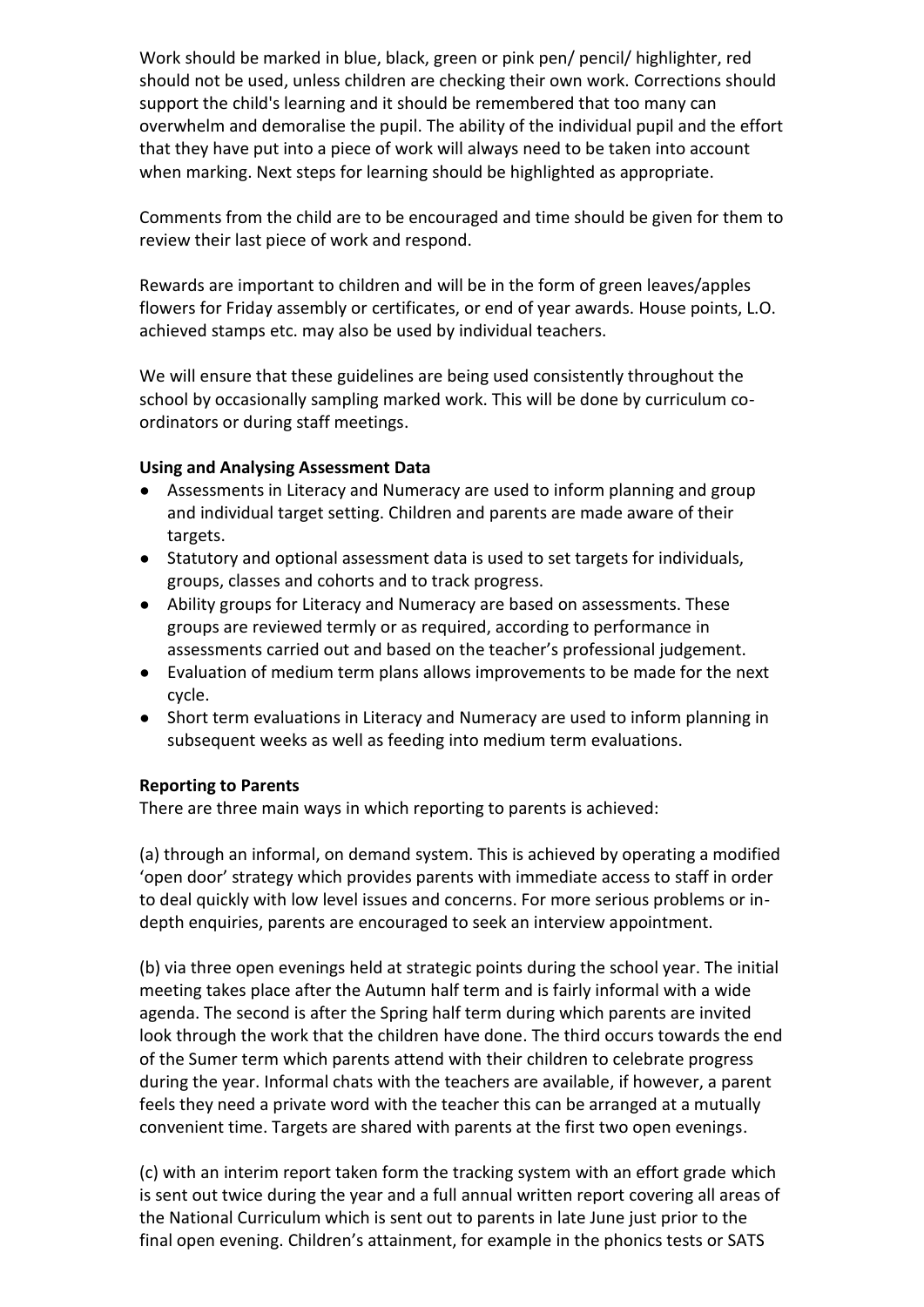Work should be marked in blue, black, green or pink pen/ pencil/ highlighter, red should not be used, unless children are checking their own work. Corrections should support the child's learning and it should be remembered that too many can overwhelm and demoralise the pupil. The ability of the individual pupil and the effort that they have put into a piece of work will always need to be taken into account when marking. Next steps for learning should be highlighted as appropriate.

Comments from the child are to be encouraged and time should be given for them to review their last piece of work and respond.

Rewards are important to children and will be in the form of green leaves/apples flowers for Friday assembly or certificates, or end of year awards. House points, L.O. achieved stamps etc. may also be used by individual teachers.

We will ensure that these guidelines are being used consistently throughout the school by occasionally sampling marked work. This will be done by curriculum co-ordinators or during staff meetings.

**Using and Analysing Assessment Data**

- Assessments in Literacy and Numeracy are used to inform planning and group and individual target setting. Children and parents are made aware of their targets.
- Statutory and optional assessment data is used to set targets for individuals, groups, classes and cohorts and to track progress.
- Ability groups for Literacy and Numeracy are based on assessments. These groups are reviewed termly or as required, according to performance in assessments carried out and based on the teacher's professional judgement.
- Evaluation of medium term plans allows improvements to be made for the next cycle.
- Short term evaluations in Literacy and Numeracy are used to inform planning in subsequent weeks as well as feeding into medium term evaluations.

**Reporting to Parents**

There are three main ways in which reporting to parents is achieved:

(a) through an informal, on demand system. This is achieved by operating a modified 'open door' strategy which provides parents with immediate access to staff in order to deal quickly with low level issues and concerns. For more serious problems or in-depth enquiries, parents are encouraged to seek an interview appointment.

(b) via three open evenings held at strategic points during the school year. The initial meeting takes place after the Autumn half term and is fairly informal with a wide agenda. The second is after the Spring half term during which parents are invited look through the work that the children have done. The third occurs towards the end of the Sumer term which parents attend with their children to celebrate progress during the year. Informal chats with the teachers are available, if however, a parent feels they need a private word with the teacher this can be arranged at a mutually convenient time. Targets are shared with parents at the first two open evenings.

(c) with an interim report taken form the tracking system with an effort grade which is sent out twice during the year and a full annual written report covering all areas of the National Curriculum which is sent out to parents in late June just prior to the final open evening. Children's attainment, for example in the phonics tests or SATS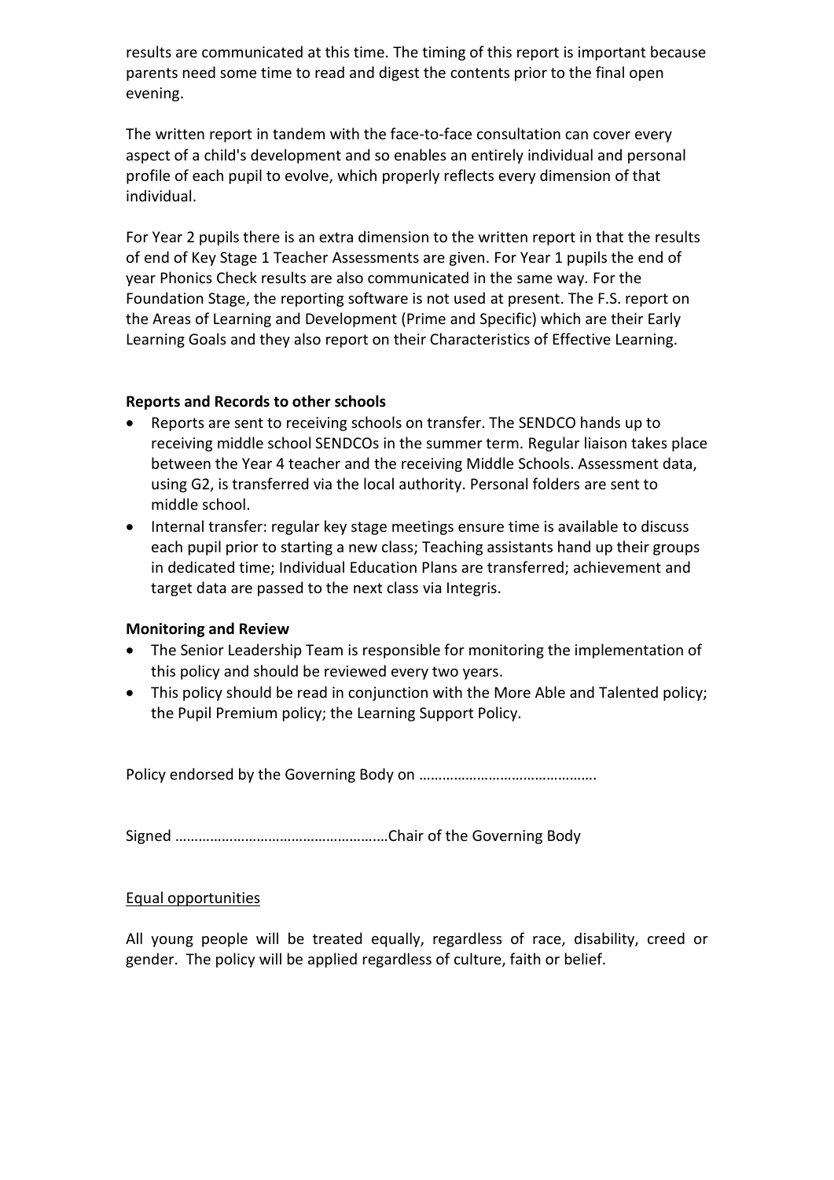results are communicated at this time. The timing of this report is important because parents need some time to read and digest the contents prior to the final open evening.

The written report in tandem with the face-to-face consultation can cover every aspect of a child's development and so enables an entirely individual and personal profile of each pupil to evolve, which properly reflects every dimension of that individual.

For Year 2 pupils there is an extra dimension to the written report in that the results of end of Key Stage 1 Teacher Assessments are given. For Year 1 pupils the end of year Phonics Check results are also communicated in the same way. For the Foundation Stage, the reporting software is not used at present. The F.S. report on the Areas of Learning and Development (Prime and Specific) which are their Early Learning Goals and they also report on their Characteristics of Effective Learning.

**Reports and Records to other schools**

- Reports are sent to receiving schools on transfer. The SENDCO hands up to receiving middle school SENDCOs in the summer term. Regular liaison takes place between the Year 4 teacher and the receiving Middle Schools. Assessment data, using G2, is transferred via the local authority. Personal folders are sent to middle school.
- Internal transfer: regular key stage meetings ensure time is available to discuss each pupil prior to starting a new class; Teaching assistants hand up their groups in dedicated time; Individual Education Plans are transferred; achievement and target data are passed to the next class via Integris.

**Monitoring and Review**

- The Senior Leadership Team is responsible for monitoring the implementation of this policy and should be reviewed every two years.
- This policy should be read in conjunction with the More Able and Talented policy; the Pupil Premium policy; the Learning Support Policy.

Policy endorsed by the Governing Body on ……………………………………….

Signed ………………………………………….…Chair of the Governing Body

Equal opportunities

All young people will be treated equally, regardless of race, disability, creed or gender. The policy will be applied regardless of culture, faith or belief.